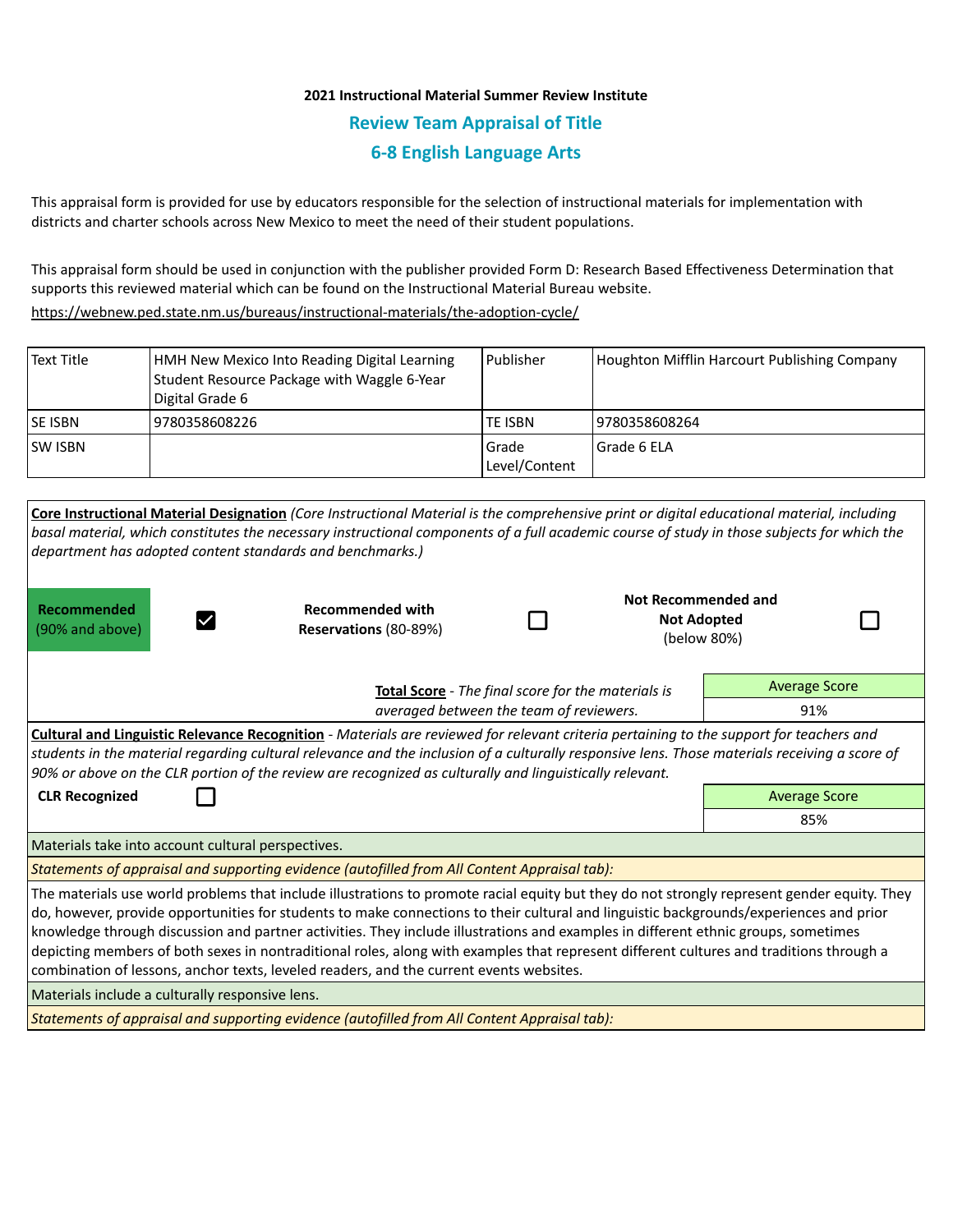**2021 Instructional Material Summer Review Institute**

## Review Team Appraisal of Title

## 6-8 English Language Arts

This appraisal form is provided for use by educators responsible for the selection of instructional materials for implementation with districts and charter schools across New Mexico to meet the need of their student populations.

This appraisal form should be used in conjunction with the publisher provided Form D: Research Based Effectiveness Determination that supports this reviewed material which can be found on the Instructional Material Bureau website.

https://webnew.ped.state.nm.us/bureaus/instructional-materials/the-adoption-cycle/

| Text Title | HMH New Mexico Into Reading Digital Learning Student Resource Package with Waggle 6-Year Digital Grade 6 | Publisher | Houghton Mifflin Harcourt Publishing Company |
|---|---|---|---|
| SE ISBN | 9780358608226 | TE ISBN | 9780358608264 |
| SW ISBN | | Grade Level/Content | Grade 6 ELA |

**Core Instructional Material Designation** *(Core Instructional Material is the comprehensive print or digital educational material, including basal material, which constitutes the necessary instructional components of a full academic course of study in those subjects for which the department has adopted content standards and benchmarks.)*

| Designation | |
|---|---|
| **Recommended** (90% and above) | ☑ |
| **Recommended with Reservations** (80-89%) | ☐ |
| **Not Recommended and Not Adopted** (below 80%) | ☐ |

**Total Score** - *The final score for the materials is averaged between the team of reviewers.*

| Average Score |
|---|
| 91% |

**Cultural and Linguistic Relevance Recognition** - *Materials are reviewed for relevant criteria pertaining to the support for teachers and students in the material regarding cultural relevance and the inclusion of a culturally responsive lens. Those materials receiving a score of 90% or above on the CLR portion of the review are recognized as culturally and linguistically relevant.*

**CLR Recognized** ☐

| Average Score |
|---|
| 85% |

Materials take into account cultural perspectives.

*Statements of appraisal and supporting evidence (autofilled from All Content Appraisal tab):*

The materials use world problems that include illustrations to promote racial equity but they do not strongly represent gender equity. They do, however, provide opportunities for students to make connections to their cultural and linguistic backgrounds/experiences and prior knowledge through discussion and partner activities. They include illustrations and examples in different ethnic groups, sometimes depicting members of both sexes in nontraditional roles, along with examples that represent different cultures and traditions through a combination of lessons, anchor texts, leveled readers, and the current events websites.

Materials include a culturally responsive lens.

*Statements of appraisal and supporting evidence (autofilled from All Content Appraisal tab):*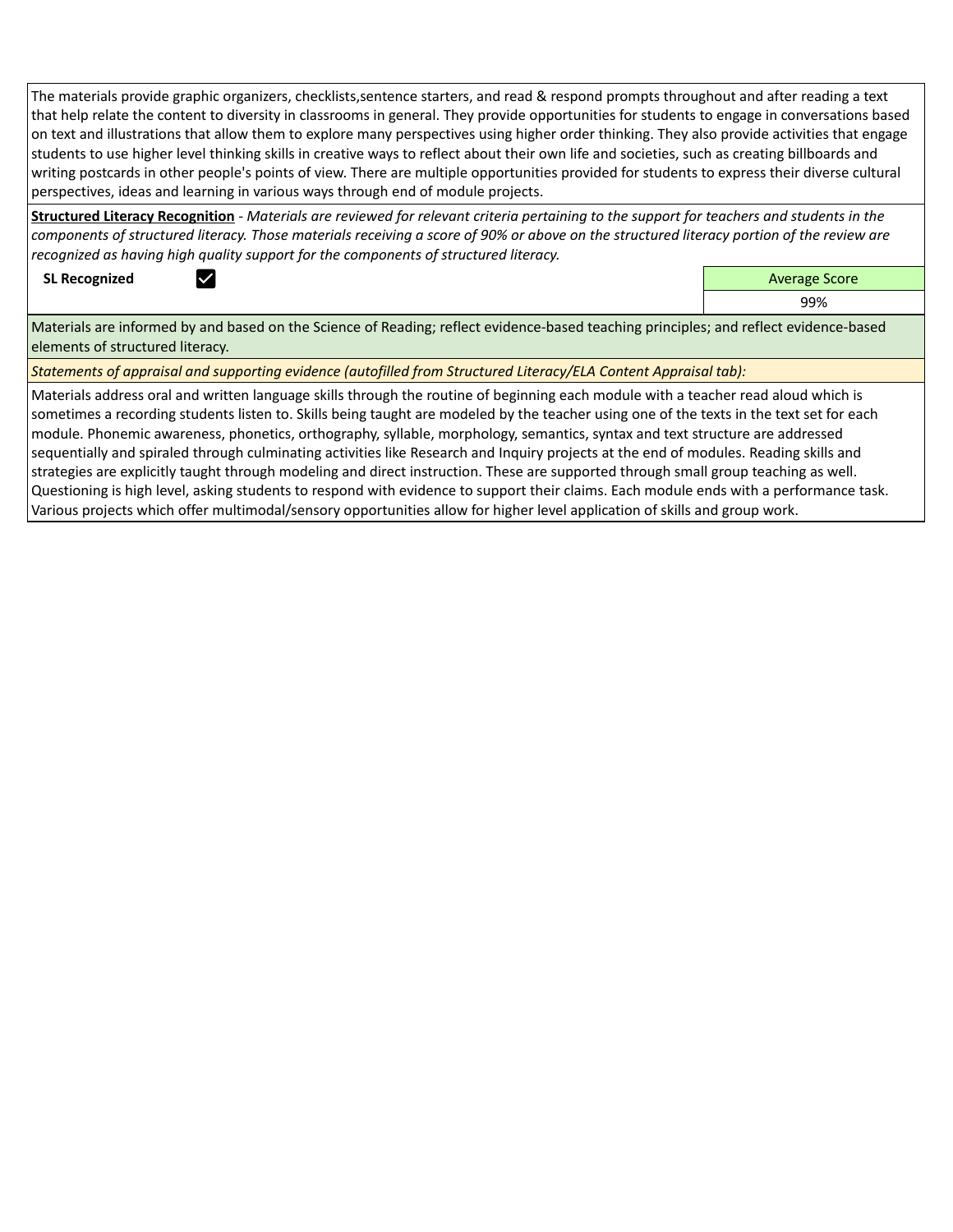The materials provide graphic organizers, checklists,sentence starters, and read & respond prompts throughout and after reading a text that help relate the content to diversity in classrooms in general. They provide opportunities for students to engage in conversations based on text and illustrations that allow them to explore many perspectives using higher order thinking. They also provide activities that engage students to use higher level thinking skills in creative ways to reflect about their own life and societies, such as creating billboards and writing postcards in other people's points of view. There are multiple opportunities provided for students to express their diverse cultural perspectives, ideas and learning in various ways through end of module projects.

**Structured Literacy Recognition** - *Materials are reviewed for relevant criteria pertaining to the support for teachers and students in the components of structured literacy. Those materials receiving a score of 90% or above on the structured literacy portion of the review are recognized as having high quality support for the components of structured literacy.*

| SL Recognized | ☑ | Average Score |
|---|---|---|
| | | 99% |

Materials are informed by and based on the Science of Reading; reflect evidence-based teaching principles; and reflect evidence-based elements of structured literacy.

*Statements of appraisal and supporting evidence (autofilled from Structured Literacy/ELA Content Appraisal tab):*

Materials address oral and written language skills through the routine of beginning each module with a teacher read aloud which is sometimes a recording students listen to. Skills being taught are modeled by the teacher using one of the texts in the text set for each module. Phonemic awareness, phonetics, orthography, syllable, morphology, semantics, syntax and text structure are addressed sequentially and spiraled through culminating activities like Research and Inquiry projects at the end of modules. Reading skills and strategies are explicitly taught through modeling and direct instruction. These are supported through small group teaching as well. Questioning is high level, asking students to respond with evidence to support their claims. Each module ends with a performance task. Various projects which offer multimodal/sensory opportunities allow for higher level application of skills and group work.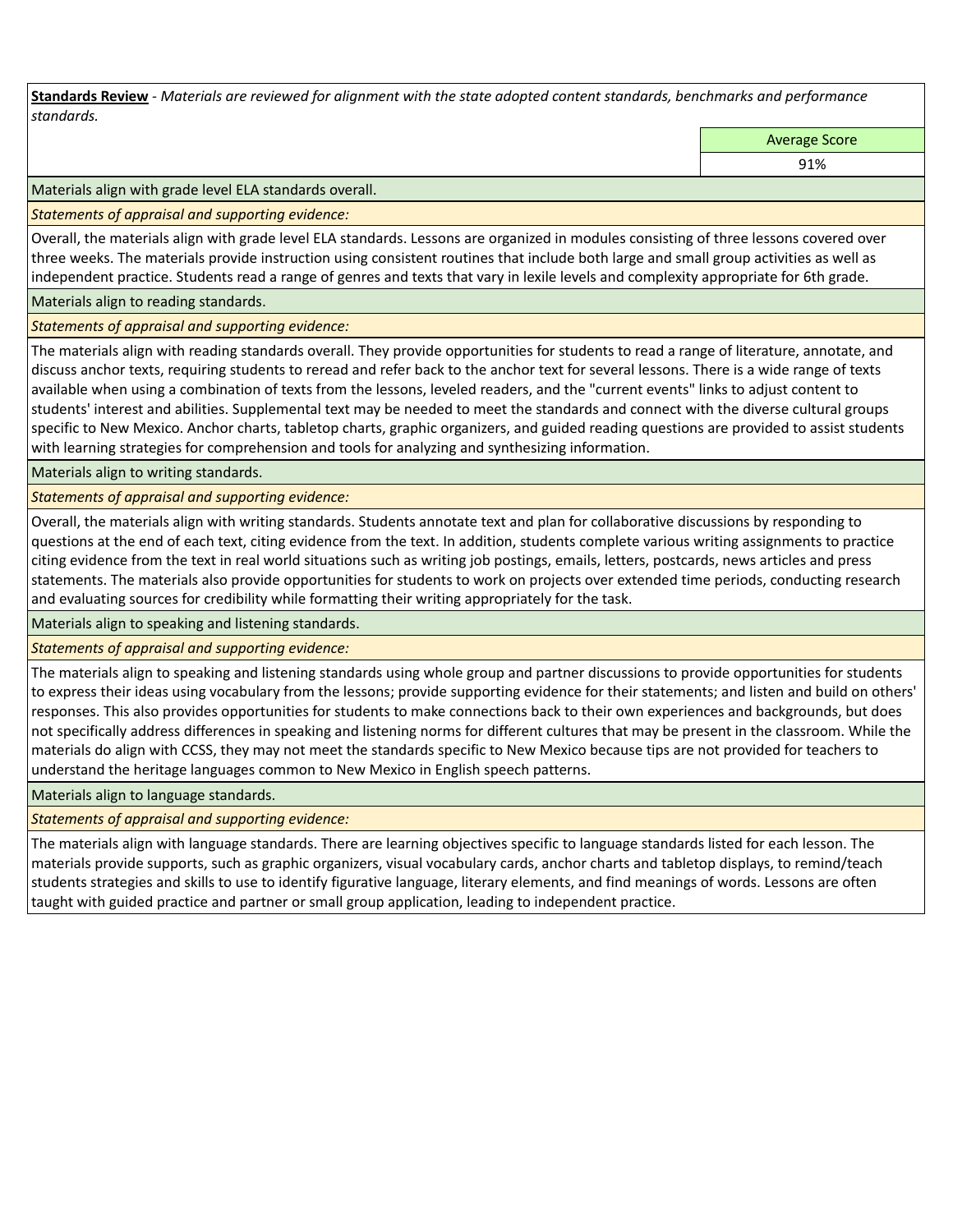**Standards Review** - *Materials are reviewed for alignment with the state adopted content standards, benchmarks and performance standards.*

| | Average Score |
|---|---|
| | 91% |

Materials align with grade level ELA standards overall.

*Statements of appraisal and supporting evidence:*

Overall, the materials align with grade level ELA standards. Lessons are organized in modules consisting of three lessons covered over three weeks. The materials provide instruction using consistent routines that include both large and small group activities as well as independent practice. Students read a range of genres and texts that vary in lexile levels and complexity appropriate for 6th grade.

Materials align to reading standards.

*Statements of appraisal and supporting evidence:*

The materials align with reading standards overall. They provide opportunities for students to read a range of literature, annotate, and discuss anchor texts, requiring students to reread and refer back to the anchor text for several lessons. There is a wide range of texts available when using a combination of texts from the lessons, leveled readers, and the "current events" links to adjust content to students' interest and abilities. Supplemental text may be needed to meet the standards and connect with the diverse cultural groups specific to New Mexico. Anchor charts, tabletop charts, graphic organizers, and guided reading questions are provided to assist students with learning strategies for comprehension and tools for analyzing and synthesizing information.

Materials align to writing standards.

*Statements of appraisal and supporting evidence:*

Overall, the materials align with writing standards. Students annotate text and plan for collaborative discussions by responding to questions at the end of each text, citing evidence from the text. In addition, students complete various writing assignments to practice citing evidence from the text in real world situations such as writing job postings, emails, letters, postcards, news articles and press statements. The materials also provide opportunities for students to work on projects over extended time periods, conducting research and evaluating sources for credibility while formatting their writing appropriately for the task.

Materials align to speaking and listening standards.

*Statements of appraisal and supporting evidence:*

The materials align to speaking and listening standards using whole group and partner discussions to provide opportunities for students to express their ideas using vocabulary from the lessons; provide supporting evidence for their statements; and listen and build on others' responses. This also provides opportunities for students to make connections back to their own experiences and backgrounds, but does not specifically address differences in speaking and listening norms for different cultures that may be present in the classroom. While the materials do align with CCSS, they may not meet the standards specific to New Mexico because tips are not provided for teachers to understand the heritage languages common to New Mexico in English speech patterns.

Materials align to language standards.

*Statements of appraisal and supporting evidence:*

The materials align with language standards. There are learning objectives specific to language standards listed for each lesson. The materials provide supports, such as graphic organizers, visual vocabulary cards, anchor charts and tabletop displays, to remind/teach students strategies and skills to use to identify figurative language, literary elements, and find meanings of words. Lessons are often taught with guided practice and partner or small group application, leading to independent practice.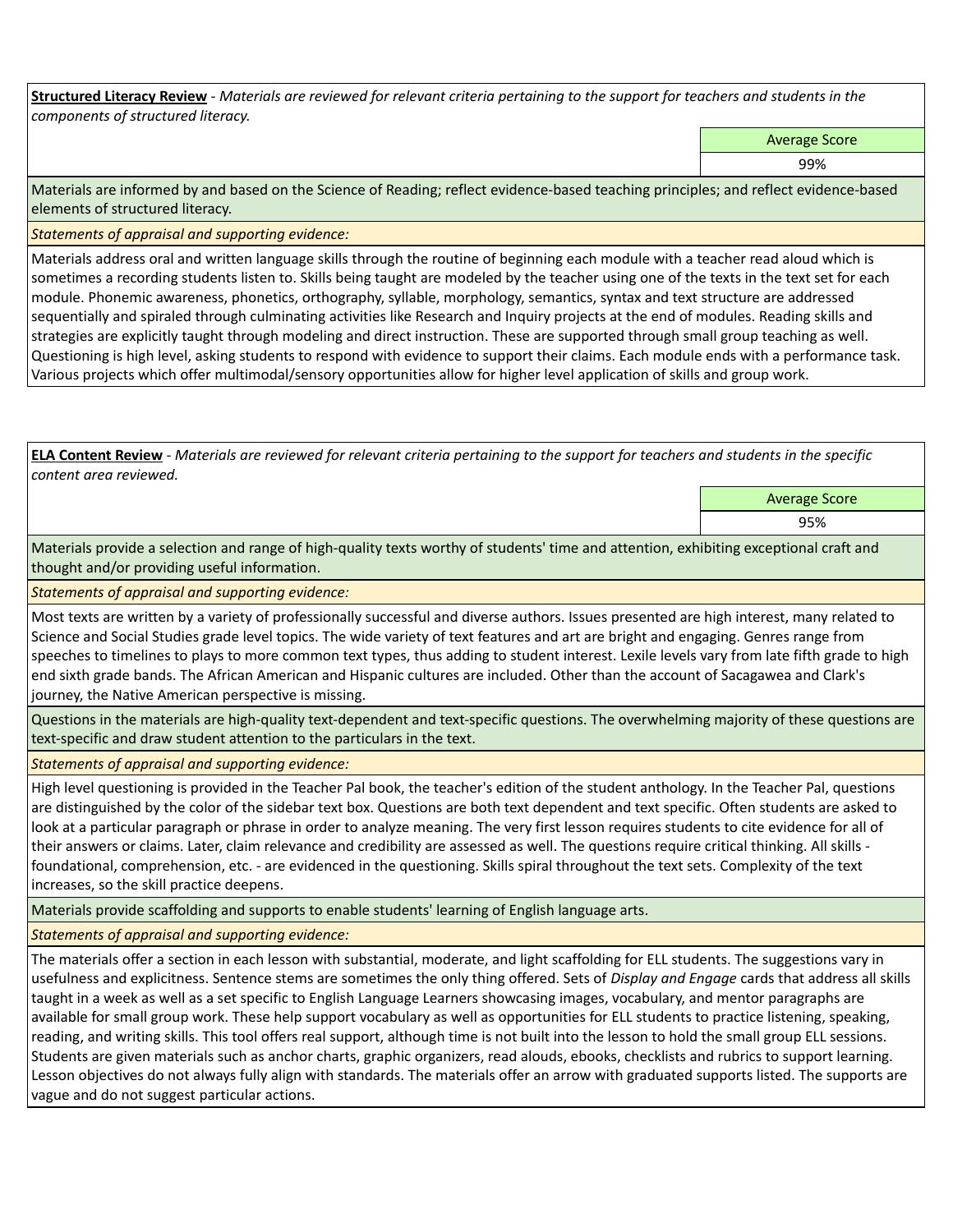**Structured Literacy Review** - *Materials are reviewed for relevant criteria pertaining to the support for teachers and students in the components of structured literacy.*

| | Average Score |
|---|---|
| | 99% |

Materials are informed by and based on the Science of Reading; reflect evidence-based teaching principles; and reflect evidence-based elements of structured literacy.

*Statements of appraisal and supporting evidence:*

Materials address oral and written language skills through the routine of beginning each module with a teacher read aloud which is sometimes a recording students listen to. Skills being taught are modeled by the teacher using one of the texts in the text set for each module. Phonemic awareness, phonetics, orthography, syllable, morphology, semantics, syntax and text structure are addressed sequentially and spiraled through culminating activities like Research and Inquiry projects at the end of modules. Reading skills and strategies are explicitly taught through modeling and direct instruction. These are supported through small group teaching as well. Questioning is high level, asking students to respond with evidence to support their claims. Each module ends with a performance task. Various projects which offer multimodal/sensory opportunities allow for higher level application of skills and group work.

**ELA Content Review** - *Materials are reviewed for relevant criteria pertaining to the support for teachers and students in the specific content area reviewed.*

| | Average Score |
|---|---|
| | 95% |

Materials provide a selection and range of high-quality texts worthy of students' time and attention, exhibiting exceptional craft and thought and/or providing useful information.

*Statements of appraisal and supporting evidence:*

Most texts are written by a variety of professionally successful and diverse authors. Issues presented are high interest, many related to Science and Social Studies grade level topics. The wide variety of text features and art are bright and engaging. Genres range from speeches to timelines to plays to more common text types, thus adding to student interest. Lexile levels vary from late fifth grade to high end sixth grade bands. The African American and Hispanic cultures are included. Other than the account of Sacagawea and Clark's journey, the Native American perspective is missing.

Questions in the materials are high-quality text-dependent and text-specific questions. The overwhelming majority of these questions are text-specific and draw student attention to the particulars in the text.

*Statements of appraisal and supporting evidence:*

High level questioning is provided in the Teacher Pal book, the teacher's edition of the student anthology. In the Teacher Pal, questions are distinguished by the color of the sidebar text box. Questions are both text dependent and text specific. Often students are asked to look at a particular paragraph or phrase in order to analyze meaning. The very first lesson requires students to cite evidence for all of their answers or claims. Later, claim relevance and credibility are assessed as well. The questions require critical thinking. All skills - foundational, comprehension, etc. - are evidenced in the questioning. Skills spiral throughout the text sets. Complexity of the text increases, so the skill practice deepens.

Materials provide scaffolding and supports to enable students' learning of English language arts.

*Statements of appraisal and supporting evidence:*

The materials offer a section in each lesson with substantial, moderate, and light scaffolding for ELL students. The suggestions vary in usefulness and explicitness. Sentence stems are sometimes the only thing offered. Sets of *Display and Engage* cards that address all skills taught in a week as well as a set specific to English Language Learners showcasing images, vocabulary, and mentor paragraphs are available for small group work. These help support vocabulary as well as opportunities for ELL students to practice listening, speaking, reading, and writing skills. This tool offers real support, although time is not built into the lesson to hold the small group ELL sessions. Students are given materials such as anchor charts, graphic organizers, read alouds, ebooks, checklists and rubrics to support learning. Lesson objectives do not always fully align with standards. The materials offer an arrow with graduated supports listed. The supports are vague and do not suggest particular actions.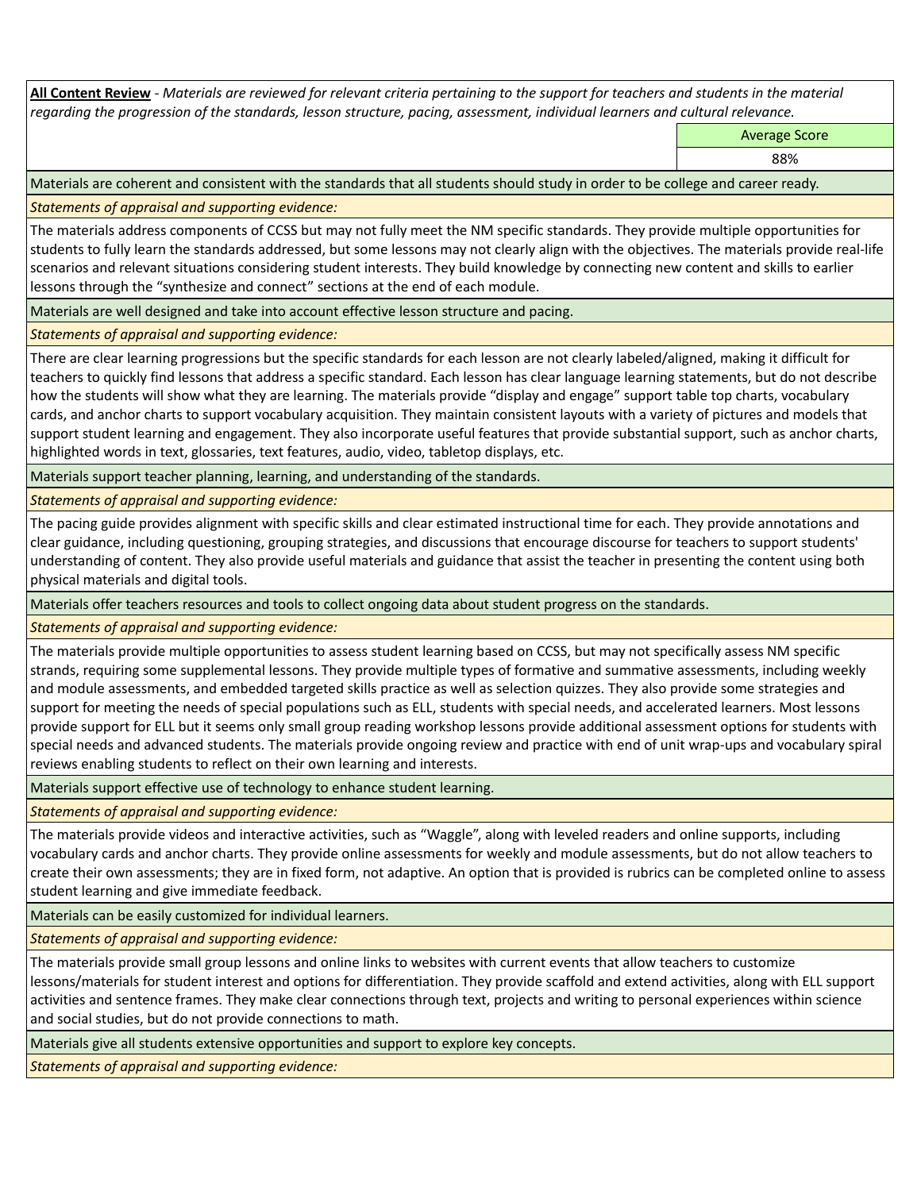**All Content Review** - *Materials are reviewed for relevant criteria pertaining to the support for teachers and students in the material regarding the progression of the standards, lesson structure, pacing, assessment, individual learners and cultural relevance.*

| | Average Score |
|---|---|
| | 88% |

Materials are coherent and consistent with the standards that all students should study in order to be college and career ready.

*Statements of appraisal and supporting evidence:*

The materials address components of CCSS but may not fully meet the NM specific standards. They provide multiple opportunities for students to fully learn the standards addressed, but some lessons may not clearly align with the objectives. The materials provide real-life scenarios and relevant situations considering student interests. They build knowledge by connecting new content and skills to earlier lessons through the "synthesize and connect" sections at the end of each module.

Materials are well designed and take into account effective lesson structure and pacing.

*Statements of appraisal and supporting evidence:*

There are clear learning progressions but the specific standards for each lesson are not clearly labeled/aligned, making it difficult for teachers to quickly find lessons that address a specific standard. Each lesson has clear language learning statements, but do not describe how the students will show what they are learning. The materials provide "display and engage" support table top charts, vocabulary cards, and anchor charts to support vocabulary acquisition. They maintain consistent layouts with a variety of pictures and models that support student learning and engagement. They also incorporate useful features that provide substantial support, such as anchor charts, highlighted words in text, glossaries, text features, audio, video, tabletop displays, etc.

Materials support teacher planning, learning, and understanding of the standards.

*Statements of appraisal and supporting evidence:*

The pacing guide provides alignment with specific skills and clear estimated instructional time for each. They provide annotations and clear guidance, including questioning, grouping strategies, and discussions that encourage discourse for teachers to support students' understanding of content. They also provide useful materials and guidance that assist the teacher in presenting the content using both physical materials and digital tools.

Materials offer teachers resources and tools to collect ongoing data about student progress on the standards.

*Statements of appraisal and supporting evidence:*

The materials provide multiple opportunities to assess student learning based on CCSS, but may not specifically assess NM specific strands, requiring some supplemental lessons. They provide multiple types of formative and summative assessments, including weekly and module assessments, and embedded targeted skills practice as well as selection quizzes. They also provide some strategies and support for meeting the needs of special populations such as ELL, students with special needs, and accelerated learners. Most lessons provide support for ELL but it seems only small group reading workshop lessons provide additional assessment options for students with special needs and advanced students. The materials provide ongoing review and practice with end of unit wrap-ups and vocabulary spiral reviews enabling students to reflect on their own learning and interests.

Materials support effective use of technology to enhance student learning.

*Statements of appraisal and supporting evidence:*

The materials provide videos and interactive activities, such as "Waggle", along with leveled readers and online supports, including vocabulary cards and anchor charts. They provide online assessments for weekly and module assessments, but do not allow teachers to create their own assessments; they are in fixed form, not adaptive. An option that is provided is rubrics can be completed online to assess student learning and give immediate feedback.

Materials can be easily customized for individual learners.

*Statements of appraisal and supporting evidence:*

The materials provide small group lessons and online links to websites with current events that allow teachers to customize lessons/materials for student interest and options for differentiation. They provide scaffold and extend activities, along with ELL support activities and sentence frames. They make clear connections through text, projects and writing to personal experiences within science and social studies, but do not provide connections to math.

Materials give all students extensive opportunities and support to explore key concepts.

*Statements of appraisal and supporting evidence:*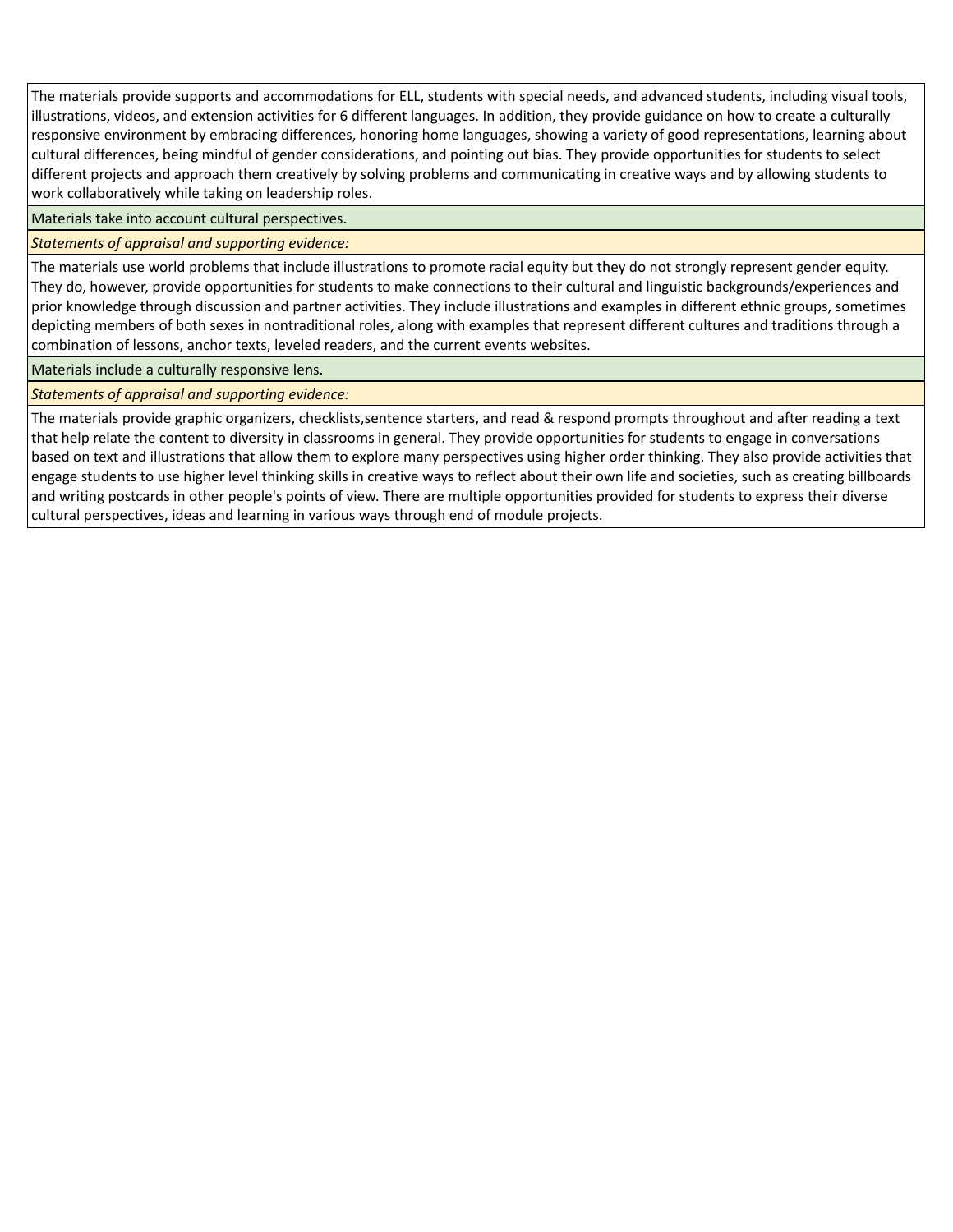The materials provide supports and accommodations for ELL, students with special needs, and advanced students, including visual tools, illustrations, videos, and extension activities for 6 different languages. In addition, they provide guidance on how to create a culturally responsive environment by embracing differences, honoring home languages, showing a variety of good representations, learning about cultural differences, being mindful of gender considerations, and pointing out bias. They provide opportunities for students to select different projects and approach them creatively by solving problems and communicating in creative ways and by allowing students to work collaboratively while taking on leadership roles.

Materials take into account cultural perspectives.

*Statements of appraisal and supporting evidence:*

The materials use world problems that include illustrations to promote racial equity but they do not strongly represent gender equity. They do, however, provide opportunities for students to make connections to their cultural and linguistic backgrounds/experiences and prior knowledge through discussion and partner activities. They include illustrations and examples in different ethnic groups, sometimes depicting members of both sexes in nontraditional roles, along with examples that represent different cultures and traditions through a combination of lessons, anchor texts, leveled readers, and the current events websites.

Materials include a culturally responsive lens.

*Statements of appraisal and supporting evidence:*

The materials provide graphic organizers, checklists,sentence starters, and read & respond prompts throughout and after reading a text that help relate the content to diversity in classrooms in general. They provide opportunities for students to engage in conversations based on text and illustrations that allow them to explore many perspectives using higher order thinking. They also provide activities that engage students to use higher level thinking skills in creative ways to reflect about their own life and societies, such as creating billboards and writing postcards in other people's points of view. There are multiple opportunities provided for students to express their diverse cultural perspectives, ideas and learning in various ways through end of module projects.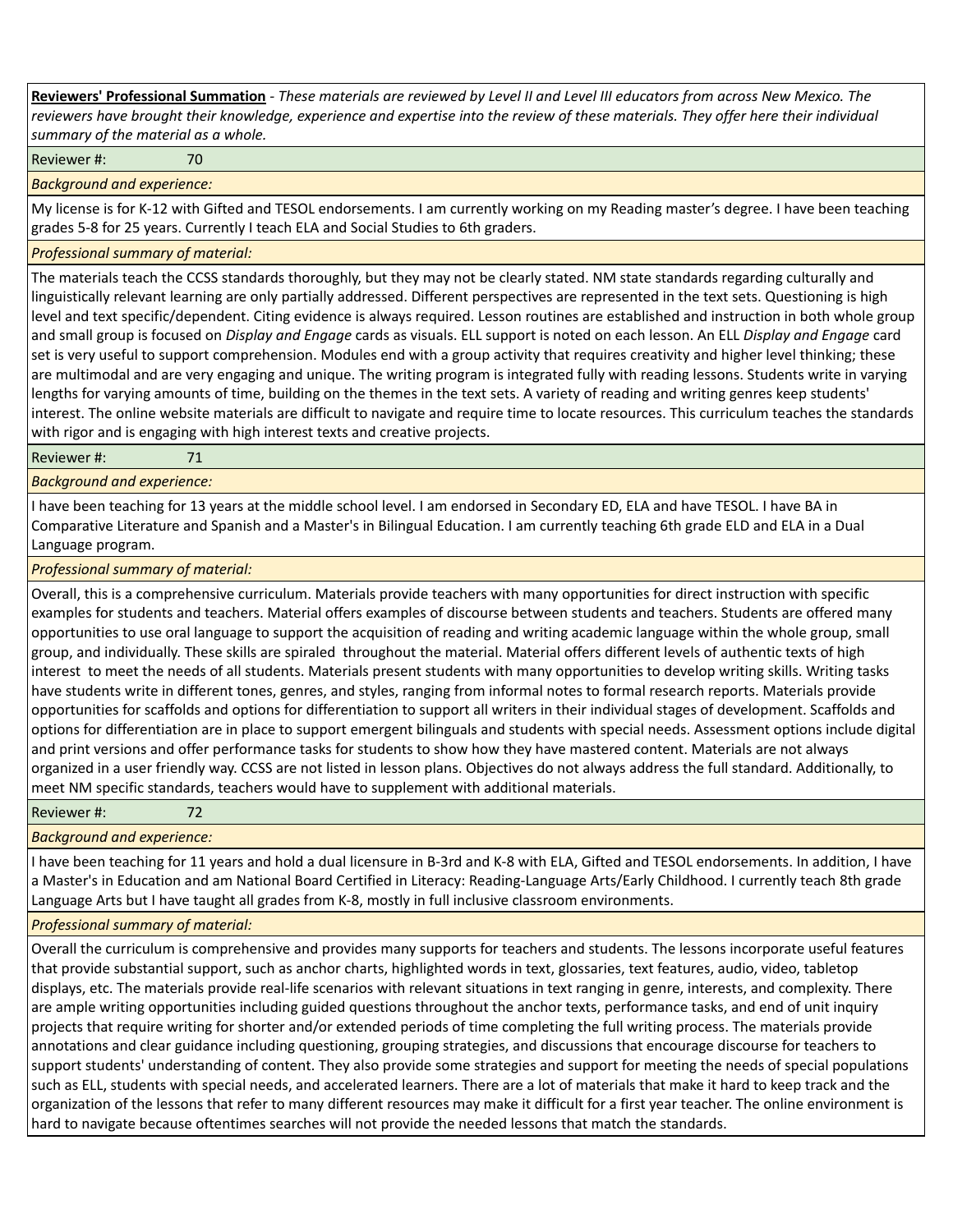**<u>Reviewers' Professional Summation</u>** - *These materials are reviewed by Level II and Level III educators from across New Mexico. The reviewers have brought their knowledge, experience and expertise into the review of these materials. They offer here their individual summary of the material as a whole.*

Reviewer #: 70

*Background and experience:*

My license is for K-12 with Gifted and TESOL endorsements. I am currently working on my Reading master's degree. I have been teaching grades 5-8 for 25 years. Currently I teach ELA and Social Studies to 6th graders.

*Professional summary of material:*

The materials teach the CCSS standards thoroughly, but they may not be clearly stated. NM state standards regarding culturally and linguistically relevant learning are only partially addressed. Different perspectives are represented in the text sets. Questioning is high level and text specific/dependent. Citing evidence is always required. Lesson routines are established and instruction in both whole group and small group is focused on *Display and Engage* cards as visuals. ELL support is noted on each lesson. An ELL *Display and Engage* card set is very useful to support comprehension. Modules end with a group activity that requires creativity and higher level thinking; these are multimodal and are very engaging and unique. The writing program is integrated fully with reading lessons. Students write in varying lengths for varying amounts of time, building on the themes in the text sets. A variety of reading and writing genres keep students' interest. The online website materials are difficult to navigate and require time to locate resources. This curriculum teaches the standards with rigor and is engaging with high interest texts and creative projects.

Reviewer #: 71

*Background and experience:*

I have been teaching for 13 years at the middle school level. I am endorsed in Secondary ED, ELA and have TESOL. I have BA in Comparative Literature and Spanish and a Master's in Bilingual Education. I am currently teaching 6th grade ELD and ELA in a Dual Language program.

*Professional summary of material:*

Overall, this is a comprehensive curriculum. Materials provide teachers with many opportunities for direct instruction with specific examples for students and teachers. Material offers examples of discourse between students and teachers. Students are offered many opportunities to use oral language to support the acquisition of reading and writing academic language within the whole group, small group, and individually. These skills are spiraled throughout the material. Material offers different levels of authentic texts of high interest to meet the needs of all students. Materials present students with many opportunities to develop writing skills. Writing tasks have students write in different tones, genres, and styles, ranging from informal notes to formal research reports. Materials provide opportunities for scaffolds and options for differentiation to support all writers in their individual stages of development. Scaffolds and options for differentiation are in place to support emergent bilinguals and students with special needs. Assessment options include digital and print versions and offer performance tasks for students to show how they have mastered content. Materials are not always organized in a user friendly way. CCSS are not listed in lesson plans. Objectives do not always address the full standard. Additionally, to meet NM specific standards, teachers would have to supplement with additional materials.

Reviewer #: 72

*Background and experience:*

I have been teaching for 11 years and hold a dual licensure in B-3rd and K-8 with ELA, Gifted and TESOL endorsements. In addition, I have a Master's in Education and am National Board Certified in Literacy: Reading-Language Arts/Early Childhood. I currently teach 8th grade Language Arts but I have taught all grades from K-8, mostly in full inclusive classroom environments.

*Professional summary of material:*

Overall the curriculum is comprehensive and provides many supports for teachers and students. The lessons incorporate useful features that provide substantial support, such as anchor charts, highlighted words in text, glossaries, text features, audio, video, tabletop displays, etc. The materials provide real-life scenarios with relevant situations in text ranging in genre, interests, and complexity. There are ample writing opportunities including guided questions throughout the anchor texts, performance tasks, and end of unit inquiry projects that require writing for shorter and/or extended periods of time completing the full writing process. The materials provide annotations and clear guidance including questioning, grouping strategies, and discussions that encourage discourse for teachers to support students' understanding of content. They also provide some strategies and support for meeting the needs of special populations such as ELL, students with special needs, and accelerated learners. There are a lot of materials that make it hard to keep track and the organization of the lessons that refer to many different resources may make it difficult for a first year teacher. The online environment is hard to navigate because oftentimes searches will not provide the needed lessons that match the standards.